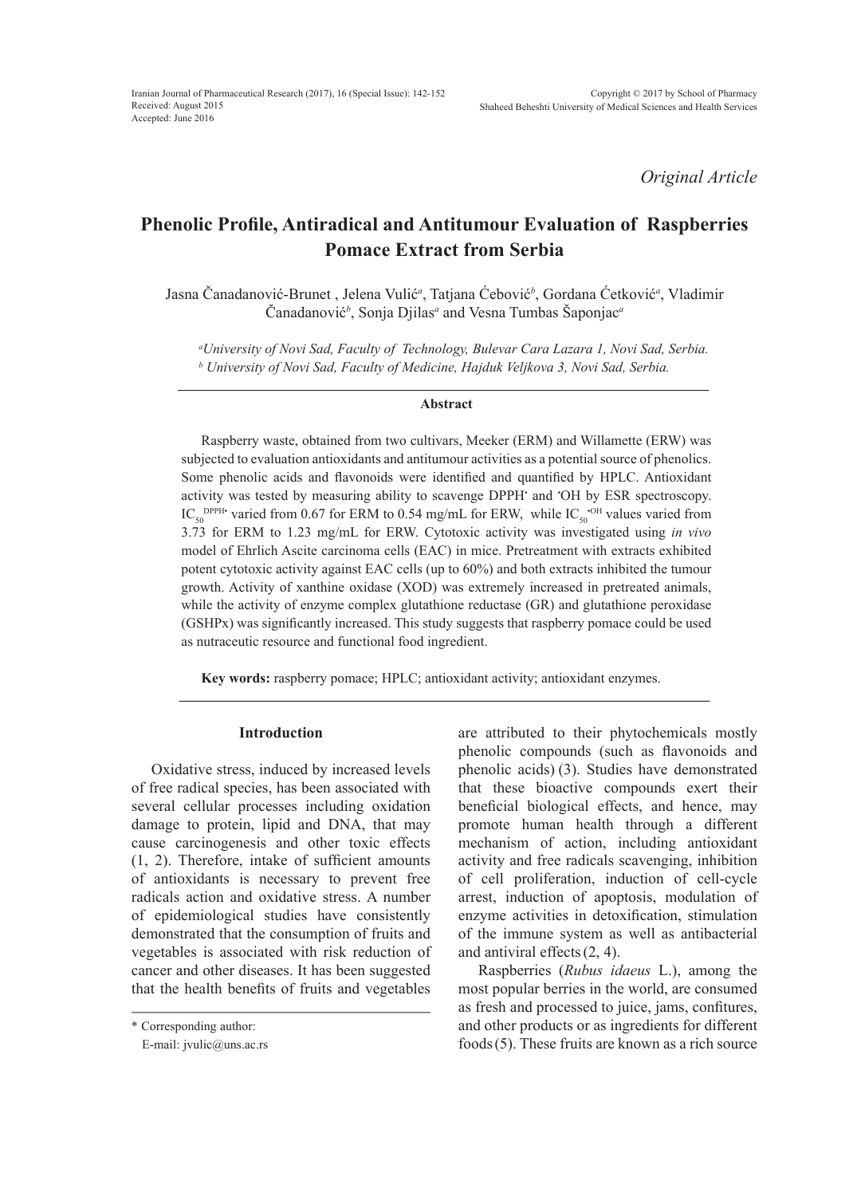Received: August 2015
Accepted: June 2016

*Original Article*

# Phenolic Profile, Antiradical and Antitumour Evaluation of Raspberries Pomace Extract from Serbia

Jasna Čanadanović-Brunet , Jelena Vulić[a], Tatjana Ćebović[b], Gordana Ćetković[a], Vladimir Čanadanović[b], Sonja Djilas[a] and Vesna Tumbas Šaponjac[a]

[a]*University of Novi Sad, Faculty of Technology, Bulevar Cara Lazara 1, Novi Sad, Serbia.*
[b] *University of Novi Sad, Faculty of Medicine, Hajduk Veljkova 3, Novi Sad, Serbia.*

## Abstract

Raspberry waste, obtained from two cultivars, Meeker (ERM) and Willamette (ERW) was subjected to evaluation antioxidants and antitumour activities as a potential source of phenolics. Some phenolic acids and flavonoids were identified and quantified by HPLC. Antioxidant activity was tested by measuring ability to scavenge DPPH$^{\bullet}$ and $^{\bullet}$OH by ESR spectroscopy. $IC_{50}^{DPPH^{\bullet}}$ varied from 0.67 for ERM to 0.54 mg/mL for ERW, while $IC_{50}^{^{\bullet}OH}$ values varied from 3.73 for ERM to 1.23 mg/mL for ERW. Cytotoxic activity was investigated using *in vivo* model of Ehrlich Ascite carcinoma cells (EAC) in mice. Pretreatment with extracts exhibited potent cytotoxic activity against EAC cells (up to 60%) and both extracts inhibited the tumour growth. Activity of xanthine oxidase (XOD) was extremely increased in pretreated animals, while the activity of enzyme complex glutathione reductase (GR) and glutathione peroxidase (GSHPx) was significantly increased. This study suggests that raspberry pomace could be used as nutraceutic resource and functional food ingredient.

**Key words:** raspberry pomace; HPLC; antioxidant activity; antioxidant enzymes.

## Introduction

Oxidative stress, induced by increased levels of free radical species, has been associated with several cellular processes including oxidation damage to protein, lipid and DNA, that may cause carcinogenesis and other toxic effects (1, 2). Therefore, intake of sufficient amounts of antioxidants is necessary to prevent free radicals action and oxidative stress. A number of epidemiological studies have consistently demonstrated that the consumption of fruits and vegetables is associated with risk reduction of cancer and other diseases. It has been suggested that the health benefits of fruits and vegetables are attributed to their phytochemicals mostly phenolic compounds (such as flavonoids and phenolic acids) (3). Studies have demonstrated that these bioactive compounds exert their beneficial biological effects, and hence, may promote human health through a different mechanism of action, including antioxidant activity and free radicals scavenging, inhibition of cell proliferation, induction of cell-cycle arrest, induction of apoptosis, modulation of enzyme activities in detoxification, stimulation of the immune system as well as antibacterial and antiviral effects (2, 4).

Raspberries (*Rubus idaeus* L.), among the most popular berries in the world, are consumed as fresh and processed to juice, jams, confitures, and other products or as ingredients for different foods (5). These fruits are known as a rich source

\* Corresponding author:
E-mail: jvulic@uns.ac.rs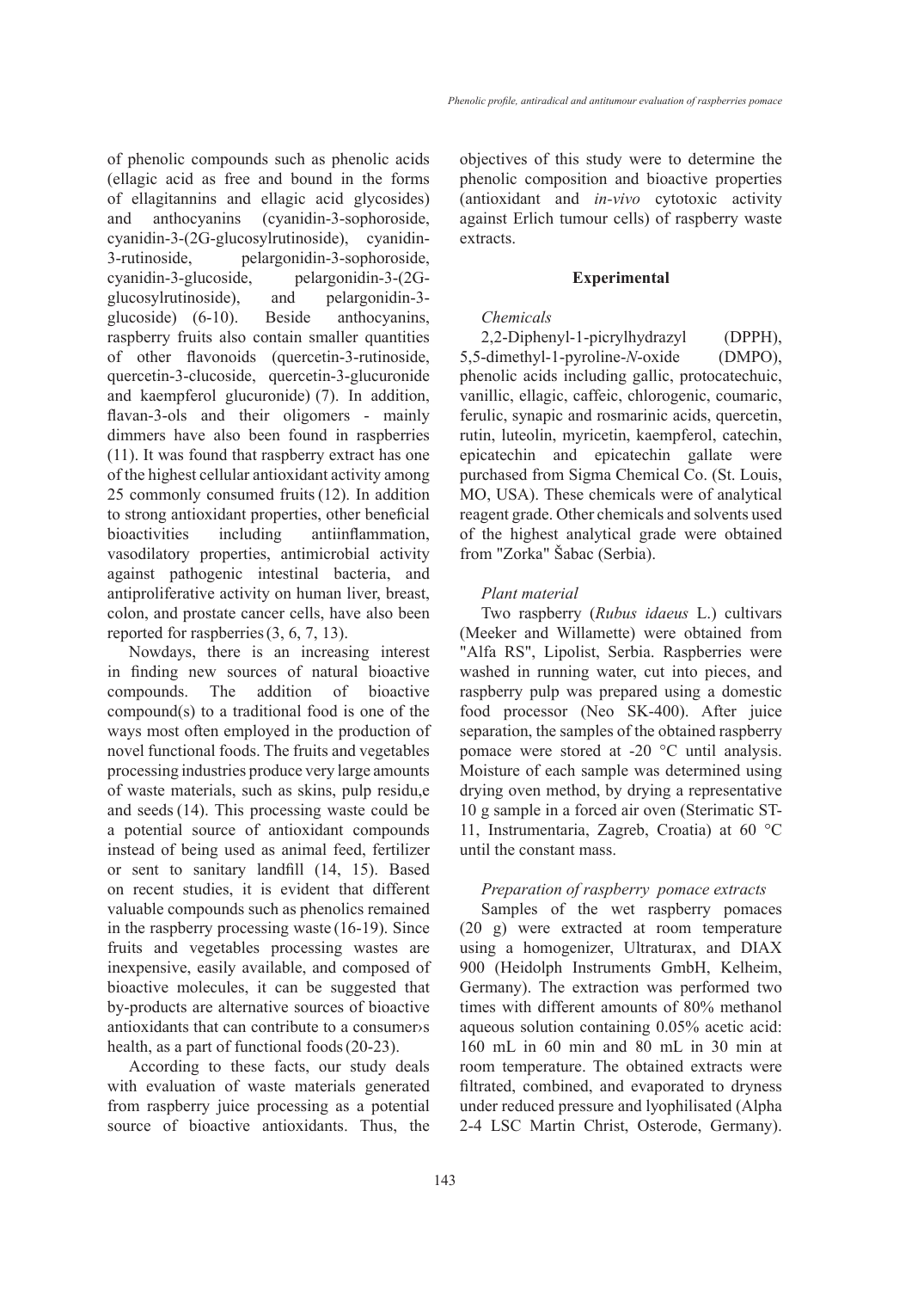of phenolic compounds such as phenolic acids (ellagic acid as free and bound in the forms of ellagitannins and ellagic acid glycosides) and anthocyanins (cyanidin-3-sophoroside, cyanidin-3-(2G-glucosylrutinoside), cyanidin-3-rutinoside, pelargonidin-3-sophoroside, cyanidin-3-glucoside, pelargonidin-3-(2G-glucosylrutinoside), and pelargonidin-3-glucoside) (6-10). Beside anthocyanins, raspberry fruits also contain smaller quantities of other flavonoids (quercetin-3-rutinoside, quercetin-3-clucoside, quercetin-3-glucuronide and kaempferol glucuronide) (7). In addition, flavan-3-ols and their oligomers - mainly dimmers have also been found in raspberries (11). It was found that raspberry extract has one of the highest cellular antioxidant activity among 25 commonly consumed fruits (12). In addition to strong antioxidant properties, other beneficial bioactivities including antiinflammation, vasodilatory properties, antimicrobial activity against pathogenic intestinal bacteria, and antiproliferative activity on human liver, breast, colon, and prostate cancer cells, have also been reported for raspberries (3, 6, 7, 13).

Nowdays, there is an increasing interest in finding new sources of natural bioactive compounds. The addition of bioactive compound(s) to a traditional food is one of the ways most often employed in the production of novel functional foods. The fruits and vegetables processing industries produce very large amounts of waste materials, such as skins, pulp residu,e and seeds (14). This processing waste could be a potential source of antioxidant compounds instead of being used as animal feed, fertilizer or sent to sanitary landfill (14, 15). Based on recent studies, it is evident that different valuable compounds such as phenolics remained in the raspberry processing waste (16-19). Since fruits and vegetables processing wastes are inexpensive, easily available, and composed of bioactive molecules, it can be suggested that by-products are alternative sources of bioactive antioxidants that can contribute to a consumer›s health, as a part of functional foods (20-23).

According to these facts, our study deals with evaluation of waste materials generated from raspberry juice processing as a potential source of bioactive antioxidants. Thus, the objectives of this study were to determine the phenolic composition and bioactive properties (antioxidant and *in-vivo* cytotoxic activity against Erlich tumour cells) of raspberry waste extracts.

## Experimental

### *Chemicals*

2,2-Diphenyl-1-picrylhydrazyl (DPPH), 5,5-dimethyl-1-pyroline-*N*-oxide (DMPO), phenolic acids including gallic, protocatechuic, vanillic, ellagic, caffeic, chlorogenic, coumaric, ferulic, synapic and rosmarinic acids, quercetin, rutin, luteolin, myricetin, kaempferol, catechin, epicatechin and epicatechin gallate were purchased from Sigma Chemical Co. (St. Louis, MO, USA). These chemicals were of analytical reagent grade. Other chemicals and solvents used of the highest analytical grade were obtained from "Zorka" Šabac (Serbia).

### *Plant material*

Two raspberry (*Rubus idaeus* L.) cultivars (Meeker and Willamette) were obtained from "Alfa RS", Lipolist, Serbia. Raspberries were washed in running water, cut into pieces, and raspberry pulp was prepared using a domestic food processor (Neo SK-400). After juice separation, the samples of the obtained raspberry pomace were stored at -20 °C until analysis. Moisture of each sample was determined using drying oven method, by drying a representative 10 g sample in a forced air oven (Sterimatic ST-11, Instrumentaria, Zagreb, Croatia) at 60 °C until the constant mass.

### *Preparation of raspberry pomace extracts*

Samples of the wet raspberry pomaces (20 g) were extracted at room temperature using a homogenizer, Ultraturax, and DIAX 900 (Heidolph Instruments GmbH, Kelheim, Germany). The extraction was performed two times with different amounts of 80% methanol aqueous solution containing 0.05% acetic acid: 160 mL in 60 min and 80 mL in 30 min at room temperature. The obtained extracts were filtrated, combined, and evaporated to dryness under reduced pressure and lyophilisated (Alpha 2-4 LSC Martin Christ, Osterode, Germany).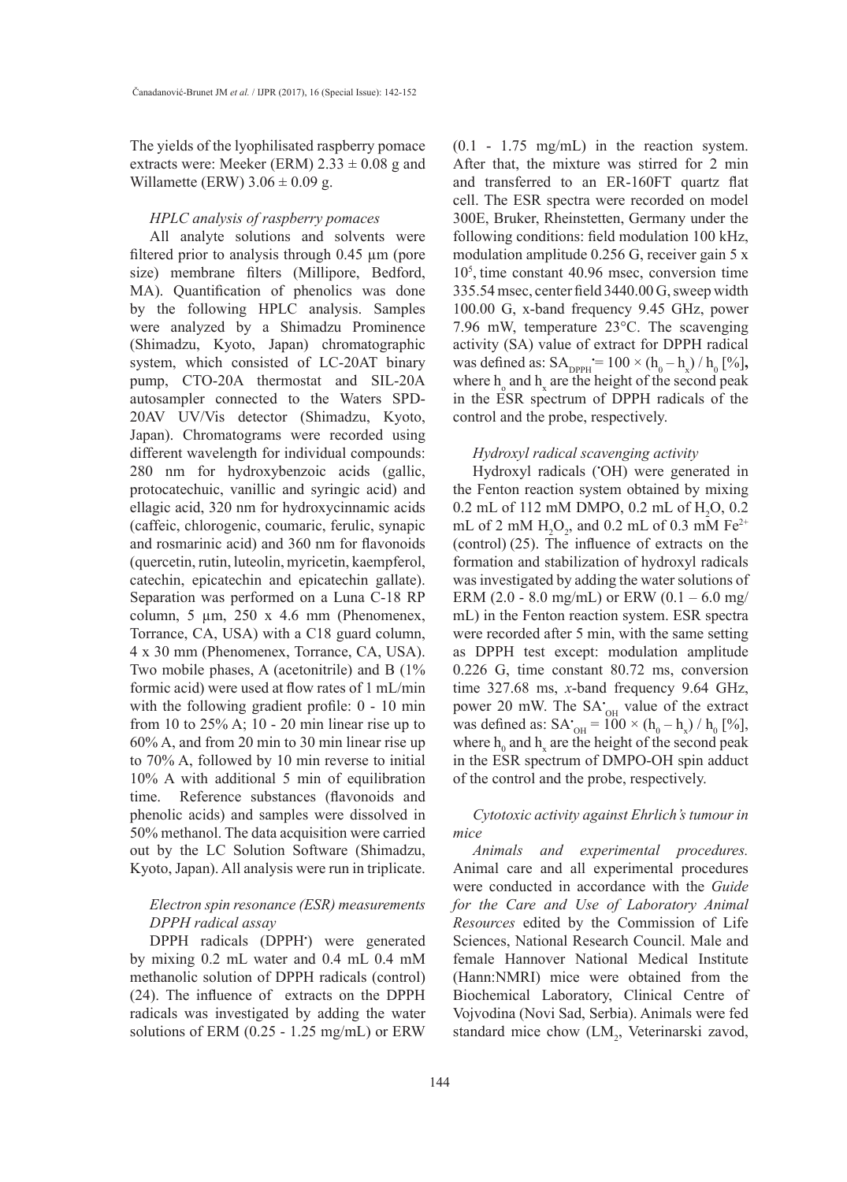The yields of the lyophilisated raspberry pomace extracts were: Meeker (ERM) 2.33 ± 0.08 g and Willamette (ERW) 3.06 ± 0.09 g.

### *HPLC analysis of raspberry pomaces*

All analyte solutions and solvents were filtered prior to analysis through 0.45 µm (pore size) membrane filters (Millipore, Bedford, MA). Quantification of phenolics was done by the following HPLC analysis. Samples were analyzed by a Shimadzu Prominence (Shimadzu, Kyoto, Japan) chromatographic system, which consisted of LC-20AT binary pump, CTO-20A thermostat and SIL-20A autosampler connected to the Waters SPD-20AV UV/Vis detector (Shimadzu, Kyoto, Japan). Chromatograms were recorded using different wavelength for individual compounds: 280 nm for hydroxybenzoic acids (gallic, protocatechuic, vanillic and syringic acid) and ellagic acid, 320 nm for hydroxycinnamic acids (caffeic, chlorogenic, coumaric, ferulic, synapic and rosmarinic acid) and 360 nm for flavonoids (quercetin, rutin, luteolin, myricetin, kaempferol, catechin, epicatechin and epicatechin gallate). Separation was performed on a Luna C-18 RP column, 5 µm, 250 x 4.6 mm (Phenomenex, Torrance, CA, USA) with a C18 guard column, 4 x 30 mm (Phenomenex, Torrance, CA, USA). Two mobile phases, A (acetonitrile) and B (1% formic acid) were used at flow rates of 1 mL/min with the following gradient profile: 0 - 10 min from 10 to 25% A; 10 - 20 min linear rise up to 60% A, and from 20 min to 30 min linear rise up to 70% A, followed by 10 min reverse to initial 10% A with additional 5 min of equilibration time. Reference substances (flavonoids and phenolic acids) and samples were dissolved in 50% methanol. The data acquisition were carried out by the LC Solution Software (Shimadzu, Kyoto, Japan). All analysis were run in triplicate.

### *Electron spin resonance (ESR) measurements*
### *DPPH radical assay*

DPPH radicals ($DPPH^{\bullet}$) were generated by mixing 0.2 mL water and 0.4 mL 0.4 mM methanolic solution of DPPH radicals (control) (24). The influence of extracts on the DPPH radicals was investigated by adding the water solutions of ERM (0.25 - 1.25 mg/mL) or ERW (0.1 - 1.75 mg/mL) in the reaction system. After that, the mixture was stirred for 2 min and transferred to an ER-160FT quartz flat cell. The ESR spectra were recorded on model 300E, Bruker, Rheinstetten, Germany under the following conditions: field modulation 100 kHz, modulation amplitude 0.256 G, receiver gain 5 x $10^5$, time constant 40.96 msec, conversion time 335.54 msec, center field 3440.00 G, sweep width 100.00 G, x-band frequency 9.45 GHz, power 7.96 mW, temperature 23°C. The scavenging activity (SA) value of extract for DPPH radical was defined as: $SA_{DPPH^{\bullet}} = 100 \times (h_0 - h_x) / h_0$ [%], where $h_o$ and $h_x$ are the height of the second peak in the ESR spectrum of DPPH radicals of the control and the probe, respectively.

### *Hydroxyl radical scavenging activity*

Hydroxyl radicals ($^{\bullet}OH$) were generated in the Fenton reaction system obtained by mixing 0.2 mL of 112 mM DMPO, 0.2 mL of $H_2O$, 0.2 mL of 2 mM $H_2O_2$, and 0.2 mL of 0.3 mM $Fe^{2+}$ (control) (25). The influence of extracts on the formation and stabilization of hydroxyl radicals was investigated by adding the water solutions of ERM (2.0 - 8.0 mg/mL) or ERW (0.1 – 6.0 mg/mL) in the Fenton reaction system. ESR spectra were recorded after 5 min, with the same setting as DPPH test except: modulation amplitude 0.226 G, time constant 80.72 ms, conversion time 327.68 ms, *x*-band frequency 9.64 GHz, power 20 mW. The $SA^{\bullet}_{OH}$ value of the extract was defined as: $SA^{\bullet}_{OH} = 100 \times (h_0 - h_x) / h_0$ [%], where $h_0$ and $h_x$ are the height of the second peak in the ESR spectrum of DMPO-OH spin adduct of the control and the probe, respectively.

### *Cytotoxic activity against Ehrlich's tumour in mice*

*Animals and experimental procedures.* Animal care and all experimental procedures were conducted in accordance with the *Guide for the Care and Use of Laboratory Animal Resources* edited by the Commission of Life Sciences, National Research Council. Male and female Hannover National Medical Institute (Hann:NMRI) mice were obtained from the Biochemical Laboratory, Clinical Centre of Vojvodina (Novi Sad, Serbia). Animals were fed standard mice chow ($LM_2$, Veterinarski zavod,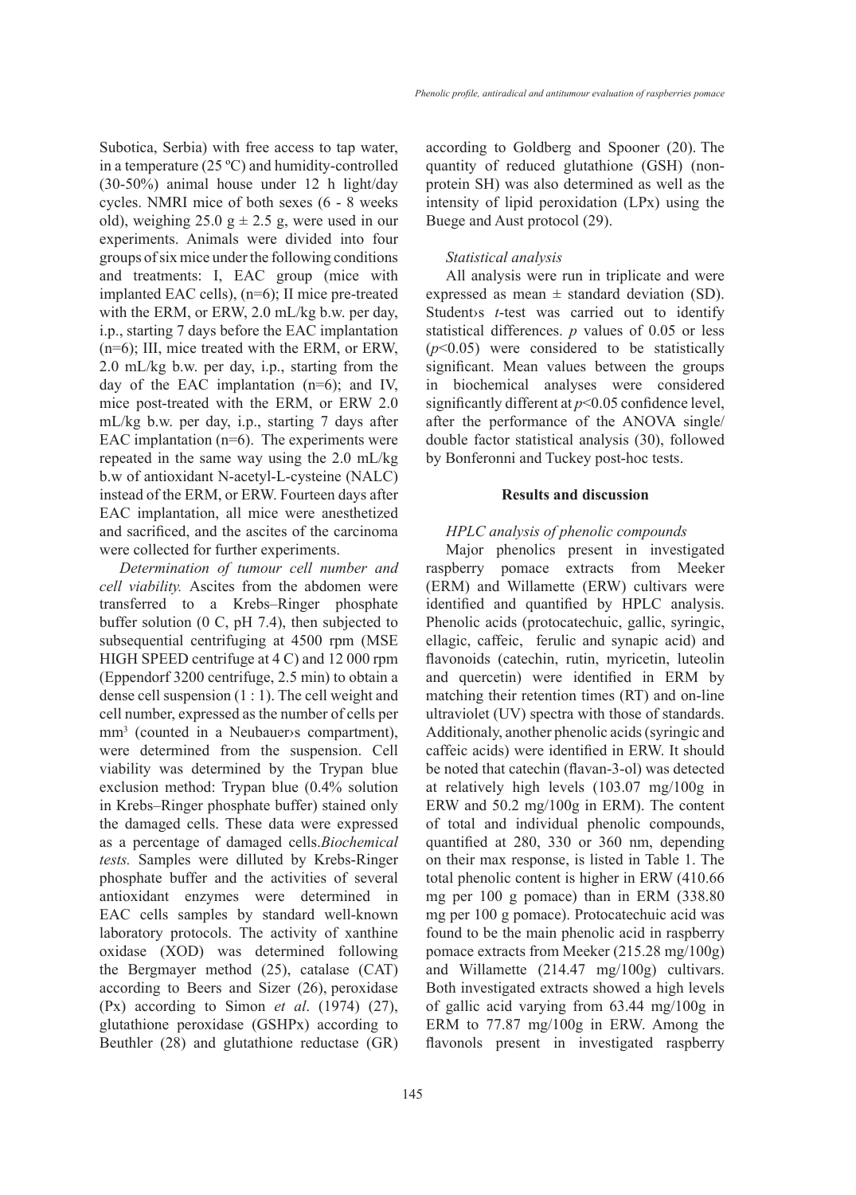Subotica, Serbia) with free access to tap water, in a temperature (25 ºC) and humidity-controlled (30-50%) animal house under 12 h light/day cycles. NMRI mice of both sexes (6 - 8 weeks old), weighing 25.0 g ± 2.5 g, were used in our experiments. Animals were divided into four groups of six mice under the following conditions and treatments: I, EAC group (mice with implanted EAC cells), (n=6); II mice pre-treated with the ERM, or ERW, 2.0 mL/kg b.w. per day, i.p., starting 7 days before the EAC implantation (n=6); III, mice treated with the ERM, or ERW, 2.0 mL/kg b.w. per day, i.p., starting from the day of the EAC implantation (n=6); and IV, mice post-treated with the ERM, or ERW 2.0 mL/kg b.w. per day, i.p., starting 7 days after EAC implantation (n=6). The experiments were repeated in the same way using the 2.0 mL/kg b.w of antioxidant N-acetyl-L-cysteine (NALC) instead of the ERM, or ERW. Fourteen days after EAC implantation, all mice were anesthetized and sacrificed, and the ascites of the carcinoma were collected for further experiments.

*Determination of tumour cell number and cell viability.* Ascites from the abdomen were transferred to a Krebs–Ringer phosphate buffer solution (0 C, pH 7.4), then subjected to subsequential centrifuging at 4500 rpm (MSE HIGH SPEED centrifuge at 4 C) and 12 000 rpm (Eppendorf 3200 centrifuge, 2.5 min) to obtain a dense cell suspension (1 : 1). The cell weight and cell number, expressed as the number of cells per $mm^3$ (counted in a Neubauer›s compartment), were determined from the suspension. Cell viability was determined by the Trypan blue exclusion method: Trypan blue (0.4% solution in Krebs–Ringer phosphate buffer) stained only the damaged cells. These data were expressed as a percentage of damaged cells.*Biochemical tests.* Samples were diluted by Krebs-Ringer phosphate buffer and the activities of several antioxidant enzymes were determined in EAC cells samples by standard well-known laboratory protocols. The activity of xanthine oxidase (XOD) was determined following the Bergmayer method (25), catalase (CAT) according to Beers and Sizer (26), peroxidase (Px) according to Simon *et al*. (1974) (27), glutathione peroxidase (GSHPx) according to Beuthler (28) and glutathione reductase (GR) according to Goldberg and Spooner (20). The quantity of reduced glutathione (GSH) (non-protein SH) was also determined as well as the intensity of lipid peroxidation (LPx) using the Buege and Aust protocol (29).

*Statistical analysis*

All analysis were run in triplicate and were expressed as mean ± standard deviation (SD). Student›s *t*-test was carried out to identify statistical differences. *p* values of 0.05 or less ($p<0.05$) were considered to be statistically significant. Mean values between the groups in biochemical analyses were considered significantly different at $p<0.05$ confidence level, after the performance of the ANOVA single/double factor statistical analysis (30), followed by Bonferonni and Tuckey post-hoc tests.

## Results and discussion

*HPLC analysis of phenolic compounds*

Major phenolics present in investigated raspberry pomace extracts from Meeker (ERM) and Willamette (ERW) cultivars were identified and quantified by HPLC analysis. Phenolic acids (protocatechuic, gallic, syringic, ellagic, caffeic, ferulic and synapic acid) and flavonoids (catechin, rutin, myricetin, luteolin and quercetin) were identified in ERM by matching their retention times (RT) and on-line ultraviolet (UV) spectra with those of standards. Additionaly, another phenolic acids (syringic and caffeic acids) were identified in ERW. It should be noted that catechin (flavan-3-ol) was detected at relatively high levels (103.07 mg/100g in ERW and 50.2 mg/100g in ERM). The content of total and individual phenolic compounds, quantified at 280, 330 or 360 nm, depending on their max response, is listed in Table 1. The total phenolic content is higher in ERW (410.66 mg per 100 g pomace) than in ERM (338.80 mg per 100 g pomace). Protocatechuic acid was found to be the main phenolic acid in raspberry pomace extracts from Meeker (215.28 mg/100g) and Willamette (214.47 mg/100g) cultivars. Both investigated extracts showed a high levels of gallic acid varying from 63.44 mg/100g in ERM to 77.87 mg/100g in ERW. Among the flavonols present in investigated raspberry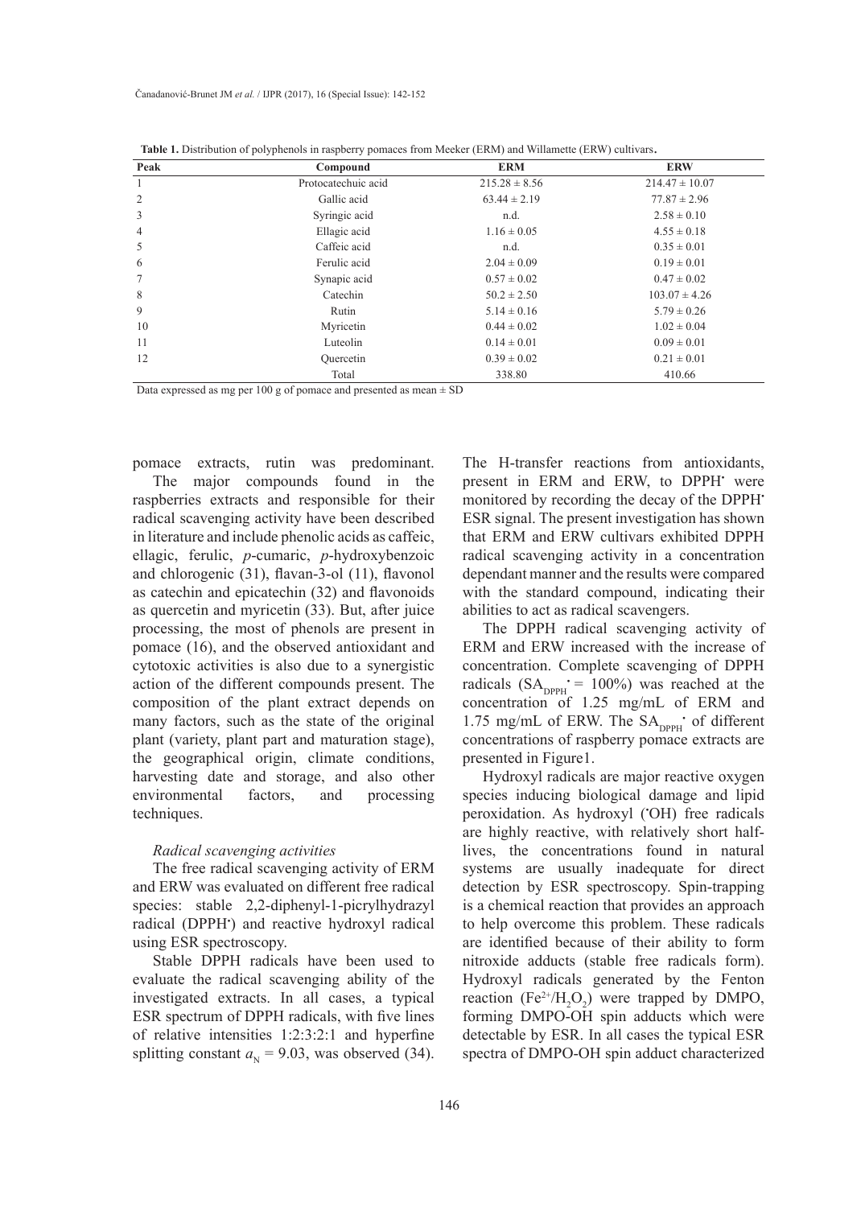**Table 1.** Distribution of polyphenols in raspberry pomaces from Meeker (ERM) and Willamette (ERW) cultivars.

| Peak | Compound | ERM | ERW |
|---|---|---|---|
| 1 | Protocatechuic acid | 215.28 ± 8.56 | 214.47 ± 10.07 |
| 2 | Gallic acid | 63.44 ± 2.19 | 77.87 ± 2.96 |
| 3 | Syringic acid | n.d. | 2.58 ± 0.10 |
| 4 | Ellagic acid | 1.16 ± 0.05 | 4.55 ± 0.18 |
| 5 | Caffeic acid | n.d. | 0.35 ± 0.01 |
| 6 | Ferulic acid | 2.04 ± 0.09 | 0.19 ± 0.01 |
| 7 | Synapic acid | 0.57 ± 0.02 | 0.47 ± 0.02 |
| 8 | Catechin | 50.2 ± 2.50 | 103.07 ± 4.26 |
| 9 | Rutin | 5.14 ± 0.16 | 5.79 ± 0.26 |
| 10 | Myricetin | 0.44 ± 0.02 | 1.02 ± 0.04 |
| 11 | Luteolin | 0.14 ± 0.01 | 0.09 ± 0.01 |
| 12 | Quercetin | 0.39 ± 0.02 | 0.21 ± 0.01 |
| | Total | 338.80 | 410.66 |

Data expressed as mg per 100 g of pomace and presented as mean ± SD

pomace extracts, rutin was predominant.

The major compounds found in the raspberries extracts and responsible for their radical scavenging activity have been described in literature and include phenolic acids as caffeic, ellagic, ferulic, *p*-cumaric, *p*-hydroxybenzoic and chlorogenic (31), flavan-3-ol (11), flavonol as catechin and epicatechin (32) and flavonoids as quercetin and myricetin (33). But, after juice processing, the most of phenols are present in pomace (16), and the observed antioxidant and cytotoxic activities is also due to a synergistic action of the different compounds present. The composition of the plant extract depends on many factors, such as the state of the original plant (variety, plant part and maturation stage), the geographical origin, climate conditions, harvesting date and storage, and also other environmental factors, and processing techniques.

*Radical scavenging activities*

The free radical scavenging activity of ERM and ERW was evaluated on different free radical species: stable 2,2-diphenyl-1-picrylhydrazyl radical (DPPH$^•$) and reactive hydroxyl radical using ESR spectroscopy.

Stable DPPH radicals have been used to evaluate the radical scavenging ability of the investigated extracts. In all cases, a typical ESR spectrum of DPPH radicals, with five lines of relative intensities 1:2:3:2:1 and hyperfine splitting constant $a_N$ = 9.03, was observed (34). The H-transfer reactions from antioxidants, present in ERM and ERW, to DPPH$^•$ were monitored by recording the decay of the DPPH$^•$ ESR signal. The present investigation has shown that ERM and ERW cultivars exhibited DPPH radical scavenging activity in a concentration dependant manner and the results were compared with the standard compound, indicating their abilities to act as radical scavengers.

The DPPH radical scavenging activity of ERM and ERW increased with the increase of concentration. Complete scavenging of DPPH radicals ($SA_{DPPH^•}$ = 100%) was reached at the concentration of 1.25 mg/mL of ERM and 1.75 mg/mL of ERW. The $SA_{DPPH^•}$ of different concentrations of raspberry pomace extracts are presented in Figure1.

Hydroxyl radicals are major reactive oxygen species inducing biological damage and lipid peroxidation. As hydroxyl ($^•$OH) free radicals are highly reactive, with relatively short half-lives, the concentrations found in natural systems are usually inadequate for direct detection by ESR spectroscopy. Spin-trapping is a chemical reaction that provides an approach to help overcome this problem. These radicals are identified because of their ability to form nitroxide adducts (stable free radicals form). Hydroxyl radicals generated by the Fenton reaction ($Fe^{2+}/H_2O_2$) were trapped by DMPO, forming DMPO-OH spin adducts which were detectable by ESR. In all cases the typical ESR spectra of DMPO-OH spin adduct characterized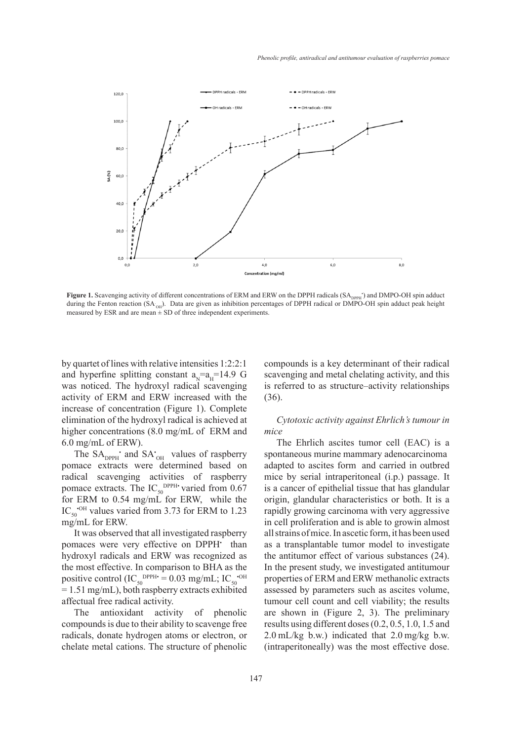DPPH radicals - ERM

DPPH radicals - ERW

OH radicals - ERM

OH radicals - ERW

120,0

100,0

80,0

60,0

40,0

20,0

0,0

SA (%)

0,0

2,0

4,0

6,0

8,0

Concentration (mg/ml)

**Figure 1.** Scavenging activity of different concentrations of ERM and ERW on the DPPH radicals ($SA_{DPPH^•}$) and DMPO-OH spin adduct during the Fenton reaction ($SA_{^•OH}$). Data are given as inhibition percentages of DPPH radical or DMPO-OH spin adduct peak height measured by ESR and are mean ± SD of three independent experiments.

by quartet of lines with relative intensities 1:2:2:1 and hyperfine splitting constant $a_N$=$a_H$=14.9 G was noticed. The hydroxyl radical scavenging activity of ERM and ERW increased with the increase of concentration (Figure 1). Complete elimination of the hydroxyl radical is achieved at higher concentrations (8.0 mg/mL of ERM and 6.0 mg/mL of ERW).

The $SA_{DPPH}^•$ and $SA^•_{OH}$ values of raspberry pomace extracts were determined based on radical scavenging activities of raspberry pomace extracts. The $IC_{50}^{DPPH•}$ varied from 0.67 for ERM to 0.54 mg/mL for ERW, while the $IC_{50}^{•OH}$ values varied from 3.73 for ERM to 1.23 mg/mL for ERW.

It was observed that all investigated raspberry pomaces were very effective on DPPH• than hydroxyl radicals and ERW was recognized as the most effective. In comparison to BHA as the positive control ($IC_{50}^{DPPH•}$ = 0.03 mg/mL; $IC_{50}^{•OH}$ = 1.51 mg/mL), both raspberry extracts exhibited affectual free radical activity.

The antioxidant activity of phenolic compounds is due to their ability to scavenge free radicals, donate hydrogen atoms or electron, or chelate metal cations. The structure of phenolic compounds is a key determinant of their radical scavenging and metal chelating activity, and this is referred to as structure–activity relationships (36).

*Cytotoxic activity against Ehrlich's tumour in mice*

The Ehrlich ascites tumor cell (EAC) is a spontaneous murine mammary adenocarcinoma adapted to ascites form and carried in outbred mice by serial intraperitoneal (i.p.) passage. It is a cancer of epithelial tissue that has glandular origin, glandular characteristics or both. It is a rapidly growing carcinoma with very aggressive in cell proliferation and is able to growin almost all strains of mice. In ascetic form, it has been used as a transplantable tumor model to investigate the antitumor effect of various substances (24). In the present study, we investigated antitumour properties of ERM and ERW methanolic extracts assessed by parameters such as ascites volume, tumour cell count and cell viability; the results are shown in (Figure 2, 3). The preliminary results using different doses (0.2, 0.5, 1.0, 1.5 and 2.0 mL/kg b.w.) indicated that 2.0 mg/kg b.w. (intraperitoneally) was the most effective dose.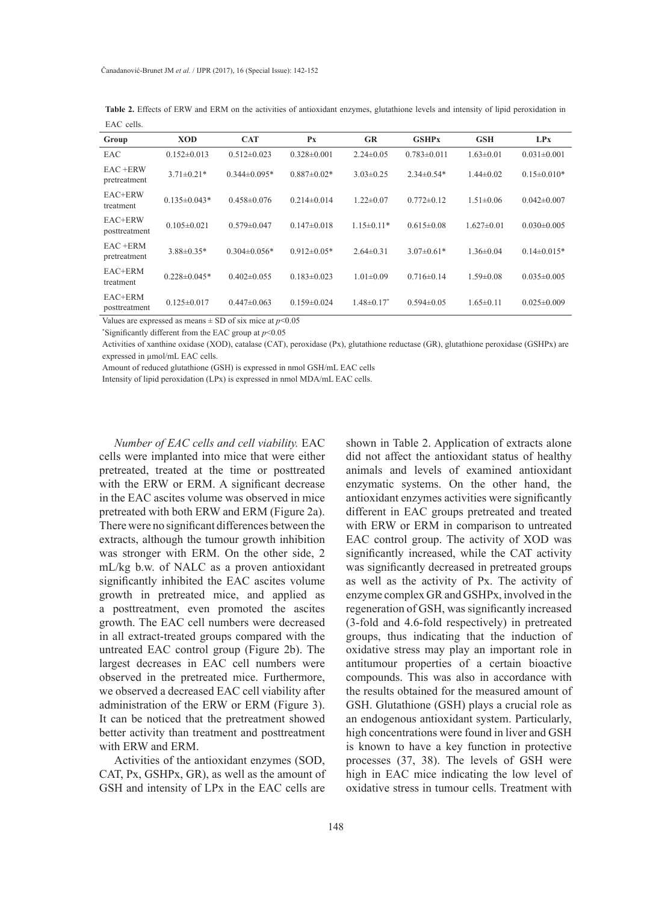**Table 2.** Effects of ERW and ERM on the activities of antioxidant enzymes, glutathione levels and intensity of lipid peroxidation in EAC cells.

| Group | XOD | CAT | Px | GR | GSHPx | GSH | LPx |
|---|---|---|---|---|---|---|---|
| EAC | 0.152±0.013 | 0.512±0.023 | 0.328±0.001 | 2.24±0.05 | 0.783±0.011 | 1.63±0.01 | 0.031±0.001 |
| EAC +ERW pretreatment | 3.71±0.21* | 0.344±0.095* | 0.887±0.02* | 3.03±0.25 | 2.34±0.54* | 1.44±0.02 | 0.15±0.010* |
| EAC+ERW treatment | 0.135±0.043* | 0.458±0.076 | 0.214±0.014 | 1.22±0.07 | 0.772±0.12 | 1.51±0.06 | 0.042±0.007 |
| EAC+ERW posttreatment | 0.105±0.021 | 0.579±0.047 | 0.147±0.018 | 1.15±0.11* | 0.615±0.08 | 1.627±0.01 | 0.030±0.005 |
| EAC +ERM pretreatment | 3.88±0.35* | 0.304±0.056* | 0.912±0.05* | 2.64±0.31 | 3.07±0.61* | 1.36±0.04 | 0.14±0.015* |
| EAC+ERM treatment | 0.228±0.045* | 0.402±0.055 | 0.183±0.023 | 1.01±0.09 | 0.716±0.14 | 1.59±0.08 | 0.035±0.005 |
| EAC+ERM posttreatment | 0.125±0.017 | 0.447±0.063 | 0.159±0.024 | 1.48±0.17* | 0.594±0.05 | 1.65±0.11 | 0.025±0.009 |

Values are expressed as means ± SD of six mice at $p<0.05$

*Significantly different from the EAC group at $p<0.05$

Activities of xanthine oxidase (XOD), catalase (CAT), peroxidase (Px), glutathione reductase (GR), glutathione peroxidase (GSHPx) are expressed in μmol/mL EAC cells.

Amount of reduced glutathione (GSH) is expressed in nmol GSH/mL EAC cells

Intensity of lipid peroxidation (LPx) is expressed in nmol MDA/mL EAC cells.

*Number of EAC cells and cell viability.* EAC cells were implanted into mice that were either pretreated, treated at the time or posttreated with the ERW or ERM. A significant decrease in the EAC ascites volume was observed in mice pretreated with both ERW and ERM (Figure 2a). There were no significant differences between the extracts, although the tumour growth inhibition was stronger with ERM. On the other side, 2 mL/kg b.w. of NALC as a proven antioxidant significantly inhibited the EAC ascites volume growth in pretreated mice, and applied as a posttreatment, even promoted the ascites growth. The EAC cell numbers were decreased in all extract-treated groups compared with the untreated EAC control group (Figure 2b). The largest decreases in EAC cell numbers were observed in the pretreated mice. Furthermore, we observed a decreased EAC cell viability after administration of the ERW or ERM (Figure 3). It can be noticed that the pretreatment showed better activity than treatment and posttreatment with ERW and ERM.

Activities of the antioxidant enzymes (SOD, CAT, Px, GSHPx, GR), as well as the amount of GSH and intensity of LPx in the EAC cells are shown in Table 2. Application of extracts alone did not affect the antioxidant status of healthy animals and levels of examined antioxidant enzymatic systems. On the other hand, the antioxidant enzymes activities were significantly different in EAC groups pretreated and treated with ERW or ERM in comparison to untreated EAC control group. The activity of XOD was significantly increased, while the CAT activity was significantly decreased in pretreated groups as well as the activity of Px. The activity of enzyme complex GR and GSHPx, involved in the regeneration of GSH, was significantly increased (3-fold and 4.6-fold respectively) in pretreated groups, thus indicating that the induction of oxidative stress may play an important role in antitumour properties of a certain bioactive compounds. This was also in accordance with the results obtained for the measured amount of GSH. Glutathione (GSH) plays a crucial role as an endogenous antioxidant system. Particularly, high concentrations were found in liver and GSH is known to have a key function in protective processes (37, 38). The levels of GSH were high in EAC mice indicating the low level of oxidative stress in tumour cells. Treatment with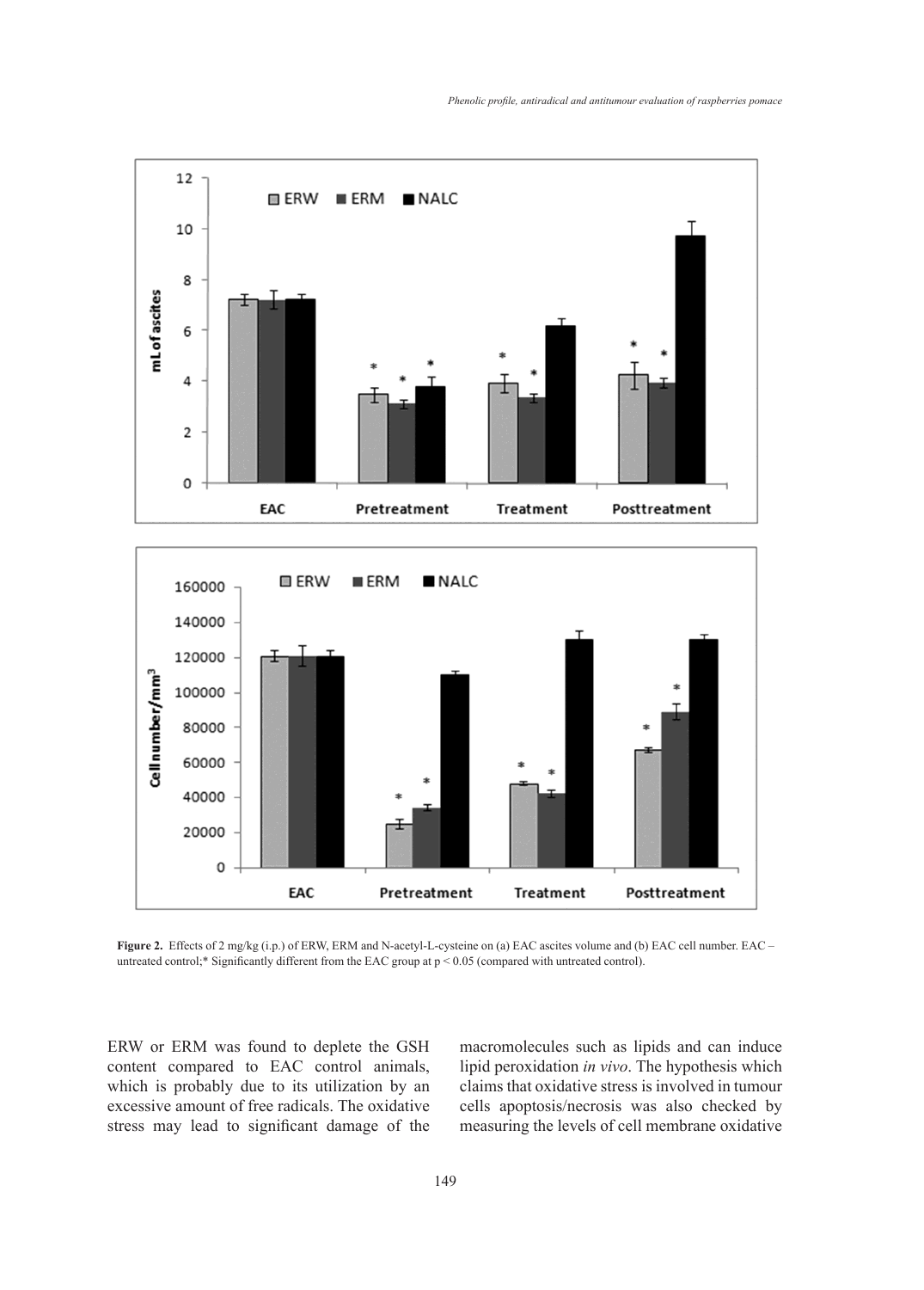ERW ERM NALC

mL of ascites

12
10
8
6
4
2
0

EAC Pretreatment Treatment Posttreatment

ERW ERM NALC

Cell number/mm$^3$

160000
140000
120000
100000
80000
60000
40000
20000
0

EAC Pretreatment Treatment Posttreatment

**Figure 2.** Effects of 2 mg/kg (i.p.) of ERW, ERM and N-acetyl-L-cysteine on (a) EAC ascites volume and (b) EAC cell number. EAC – untreated control;* Significantly different from the EAC group at $p < 0.05$ (compared with untreated control).

ERW or ERM was found to deplete the GSH content compared to EAC control animals, which is probably due to its utilization by an excessive amount of free radicals. The oxidative stress may lead to significant damage of the macromolecules such as lipids and can induce lipid peroxidation *in vivo*. The hypothesis which claims that oxidative stress is involved in tumour cells apoptosis/necrosis was also checked by measuring the levels of cell membrane oxidative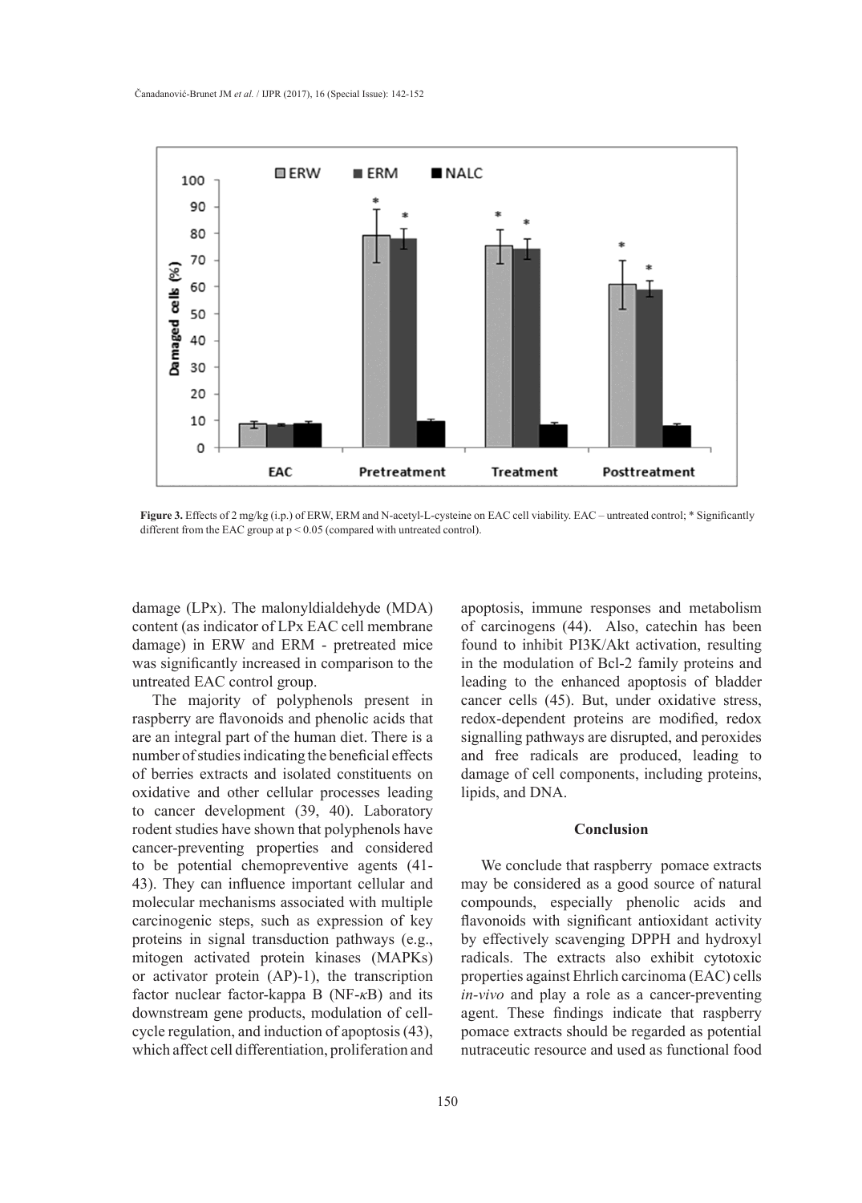ERW ERM NALC

Damaged cells (%)

100
90
80
70
60
50
40
30
20
10
0

EAC Pretreatment Treatment Posttreatment

**Figure 3.** Effects of 2 mg/kg (i.p.) of ERW, ERM and N-acetyl-L-cysteine on EAC cell viability. EAC – untreated control; * Significantly different from the EAC group at $p < 0.05$ (compared with untreated control).

damage (LPx). The malonyldialdehyde (MDA) content (as indicator of LPx EAC cell membrane damage) in ERW and ERM - pretreated mice was significantly increased in comparison to the untreated EAC control group.

The majority of polyphenols present in raspberry are flavonoids and phenolic acids that are an integral part of the human diet. There is a number of studies indicating the beneficial effects of berries extracts and isolated constituents on oxidative and other cellular processes leading to cancer development (39, 40). Laboratory rodent studies have shown that polyphenols have cancer-preventing properties and considered to be potential chemopreventive agents (41-43). They can influence important cellular and molecular mechanisms associated with multiple carcinogenic steps, such as expression of key proteins in signal transduction pathways (e.g., mitogen activated protein kinases (MAPKs) or activator protein (AP)-1), the transcription factor nuclear factor-kappa B (NF-$\kappa$B) and its downstream gene products, modulation of cell-cycle regulation, and induction of apoptosis (43), which affect cell differentiation, proliferation and apoptosis, immune responses and metabolism of carcinogens (44). Also, catechin has been found to inhibit PI3K/Akt activation, resulting in the modulation of Bcl-2 family proteins and leading to the enhanced apoptosis of bladder cancer cells (45). But, under oxidative stress, redox-dependent proteins are modified, redox signalling pathways are disrupted, and peroxides and free radicals are produced, leading to damage of cell components, including proteins, lipids, and DNA.

## Conclusion

We conclude that raspberry pomace extracts may be considered as a good source of natural compounds, especially phenolic acids and flavonoids with significant antioxidant activity by effectively scavenging DPPH and hydroxyl radicals. The extracts also exhibit cytotoxic properties against Ehrlich carcinoma (EAC) cells *in-vivo* and play a role as a cancer-preventing agent. These findings indicate that raspberry pomace extracts should be regarded as potential nutraceutic resource and used as functional food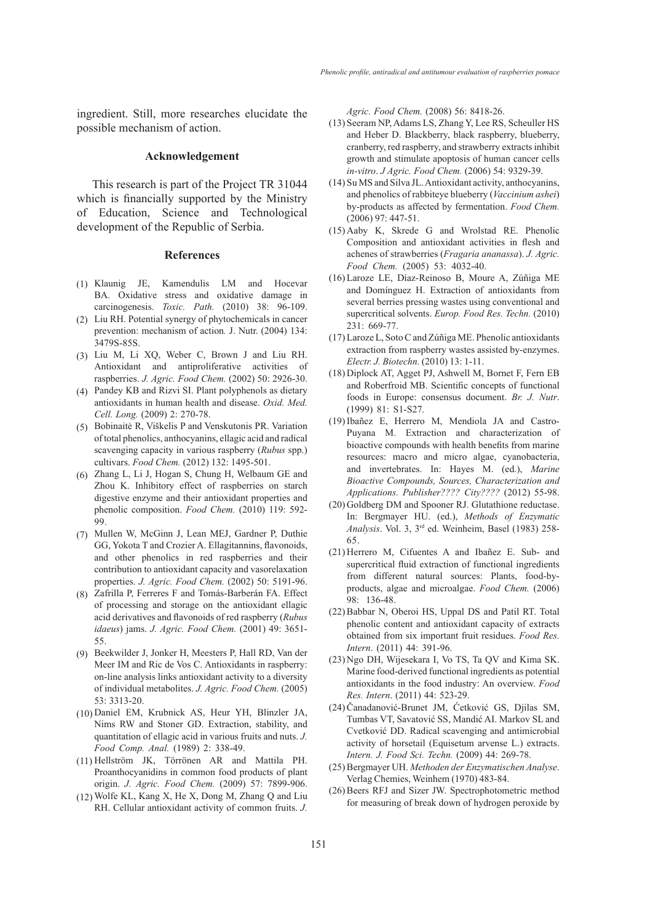ingredient. Still, more researches elucidate the possible mechanism of action.

## Acknowledgement

This research is part of the Project TR 31044 which is financially supported by the Ministry of Education, Science and Technological development of the Republic of Serbia.

## References

(1) Klaunig JE, Kamendulis LM and Hocevar BA. Oxidative stress and oxidative damage in carcinogenesis. *Toxic. Path.* (2010) 38: 96-109.

(2) Liu RH. Potential synergy of phytochemicals in cancer prevention: mechanism of action*.* J. Nutr. (2004) 134: 3479S-85S.

(3) Liu M, Li XQ, Weber C, Brown J and Liu RH. Antioxidant and antiproliferative activities of raspberries. *J. Agric. Food Chem.* (2002) 50: 2926-30.

(4) Pandey KB and Rizvi SI. Plant polyphenols as dietary antioxidants in human health and disease. *Oxid. Med. Cell. Long.* (2009) 2: 270-78.

(5) Bobinaitė R, Viškelis P and Venskutonis PR. Variation of total phenolics, anthocyanins, ellagic acid and radical scavenging capacity in various raspberry (*Rubus* spp.) cultivars. *Food Chem.* (2012) 132: 1495-501.

(6) Zhang L, Li J, Hogan S, Chung H, Welbaum GE and Zhou K. Inhibitory effect of raspberries on starch digestive enzyme and their antioxidant properties and phenolic composition. *Food Chem.* (2010) 119: 592-99.

(7) Mullen W, McGinn J, Lean MEJ, Gardner P, Duthie GG, Yokota T and Crozier A. Ellagitannins, flavonoids, and other phenolics in red raspberries and their contribution to antioxidant capacity and vasorelaxation properties. *J. Agric. Food Chem.* (2002) 50: 5191-96.

(8) Zafrilla P, Ferreres F and Tomás-Barberán FA. Effect of processing and storage on the antioxidant ellagic acid derivatives and flavonoids of red raspberry (*Rubus idaeus*) jams. *J. Agric. Food Chem.* (2001) 49: 3651-55.

(9) Beekwilder J, Jonker H, Meesters P, Hall RD, Van der Meer IM and Ric de Vos C. Antioxidants in raspberry: on-line analysis links antioxidant activity to a diversity of individual metabolites. *J. Agric. Food Chem.* (2005) 53: 3313-20.

(10) Daniel EM, Krubnick AS, Heur YH, Blinzler JA, Nims RW and Stoner GD. Extraction, stability, and quantitation of ellagic acid in various fruits and nuts. *J. Food Comp. Anal.* (1989) 2: 338-49.

(11) Hellström JK, Törrönen AR and Mattila PH. Proanthocyanidins in common food products of plant origin. *J. Agric. Food Chem.* (2009) 57: 7899-906.

(12) Wolfe KL, Kang X, He X, Dong M, Zhang Q and Liu RH. Cellular antioxidant activity of common fruits. *J. Agric. Food Chem.* (2008) 56: 8418-26.

(13) Seeram NP, Adams LS, Zhang Y, Lee RS, Scheuller HS and Heber D. Blackberry, black raspberry, blueberry, cranberry, red raspberry, and strawberry extracts inhibit growth and stimulate apoptosis of human cancer cells *in-vitro*. *J Agric. Food Chem.* (2006) 54: 9329-39.

(14) Su MS and Silva JL. Antioxidant activity, anthocyanins, and phenolics of rabbiteye blueberry (*Vaccinium ashei*) by-products as affected by fermentation. *Food Chem.* (2006) 97: 447-51.

(15) Aaby K, Skrede G and Wrolstad RE. Phenolic Composition and antioxidant activities in flesh and achenes of strawberries (*Fragaria ananassa*). *J. Agric. Food Chem.* (2005) 53: 4032-40.

(16) Laroze LE, Díaz-Reinoso B, Moure A, Zúñiga ME and Domínguez H. Extraction of antioxidants from several berries pressing wastes using conventional and supercritical solvents. *Europ. Food Res. Techn.* (2010) 231: 669-77.

(17) Laroze L, Soto C and Zúñiga ME. Phenolic antioxidants extraction from raspberry wastes assisted by-enzymes. *Electr. J. Biotechn.* (2010) 13: 1-11.

(18) Diplock AT, Agget PJ, Ashwell M, Bornet F, Fern EB and Roberfroid MB. Scientific concepts of functional foods in Europe: consensus document. *Br. J. Nutr*. (1999) 81: S1-S27.

(19) Ibañez E, Herrero M, Mendiola JA and Castro-Puyana M. Extraction and characterization of bioactive compounds with health benefits from marine resources: macro and micro algae, cyanobacteria, and invertebrates. In: Hayes M. (ed.), *Marine Bioactive Compounds, Sources, Characterization and Applications. Publisher???? City????* (2012) 55-98.

(20) Goldberg DM and Spooner RJ. Glutathione reductase. In: Bergmayer HU. (ed.), *Methods of Enzymatic Analysis*. Vol. 3, 3rd ed. Weinheim, Basel (1983) 258-65.

(21) Herrero M, Cifuentes A and Ibañez E. Sub- and supercritical fluid extraction of functional ingredients from different natural sources: Plants, food-by-products, algae and microalgae. *Food Chem.* (2006) 98: 136-48.

(22) Babbar N, Oberoi HS, Uppal DS and Patil RT. Total phenolic content and antioxidant capacity of extracts obtained from six important fruit residues. *Food Res. Intern*. (2011) 44: 391-96.

(23) Ngo DH, Wijesekara I, Vo TS, Ta QV and Kima SK. Marine food-derived functional ingredients as potential antioxidants in the food industry: An overview. *Food Res. Intern.* (2011) 44: 523-29.

(24) Čanadanović-Brunet JM, Ćetković GS, Djilas SM, Tumbas VT, Savatović SS, Mandić AI. Markov SL and Cvetković DD. Radical scavenging and antimicrobial activity of horsetail (Equisetum arvense L.) extracts. *Intern. J. Food Sci. Techn.* (2009) 44: 269-78.

(25) Bergmayer UH. *Methoden der Enzymatischen Analyse*. Verlag Chemies, Weinhem (1970) 483-84.

(26) Beers RFJ and Sizer JW. Spectrophotometric method for measuring of break down of hydrogen peroxide by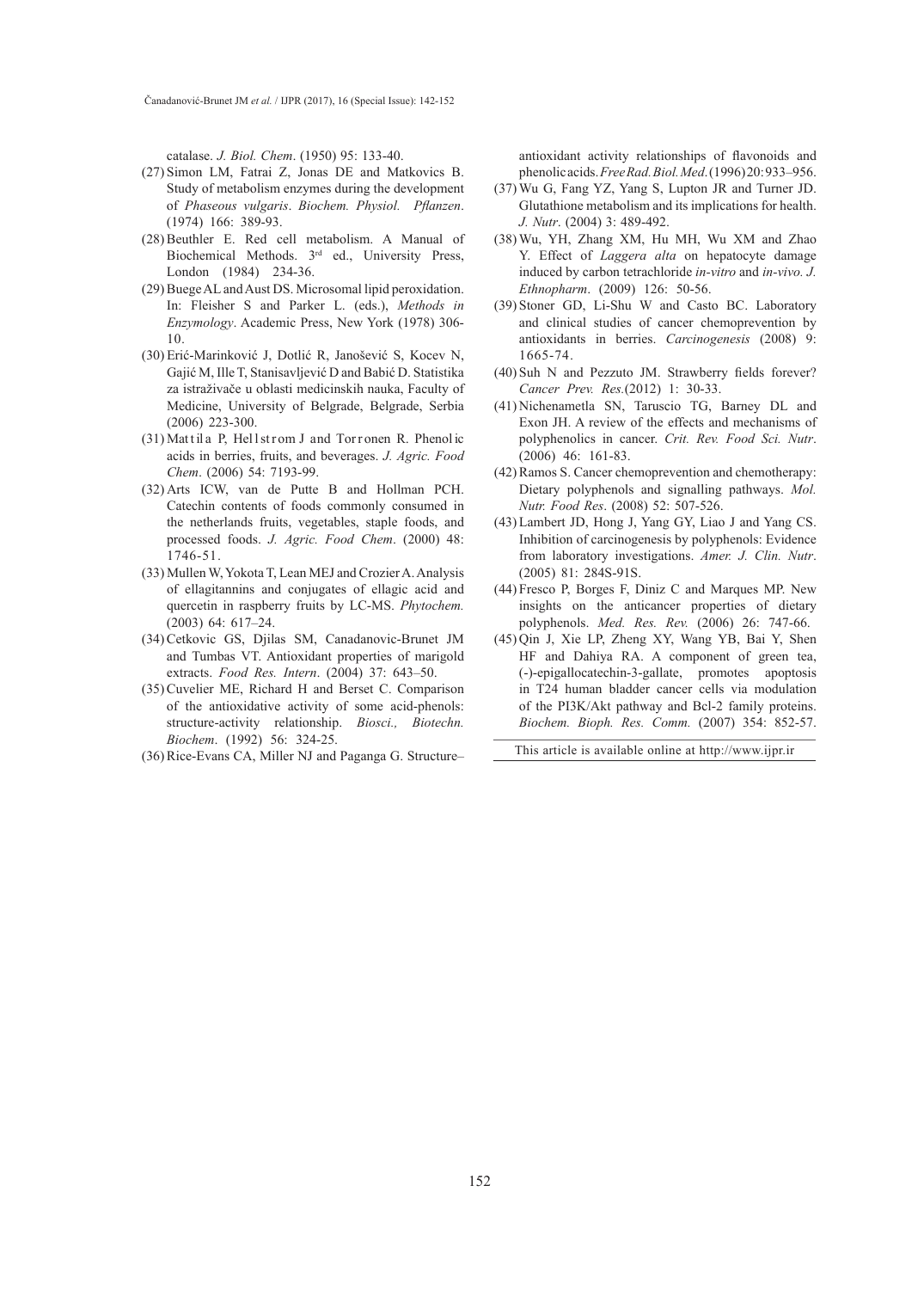catalase. *J. Biol. Chem*. (1950) 95: 133-40.

(27) Simon LM, Fatrai Z, Jonas DE and Matkovics B. Study of metabolism enzymes during the development of *Phaseous vulgaris*. *Biochem. Physiol. Pflanzen*. (1974) 166: 389-93.

(28) Beuthler E. Red cell metabolism. A Manual of Biochemical Methods. 3rd ed., University Press, London (1984) 234-36.

(29) Buege AL and Aust DS. Microsomal lipid peroxidation. In: Fleisher S and Parker L. (eds.), *Methods in Enzymology*. Academic Press, New York (1978) 306-10.

(30) Erić-Marinković J, Dotlić R, Janošević S, Kocev N, Gajić M, Ille T, Stanisavljević D and Babić D. Statistika za istraživače u oblasti medicinskih nauka, Faculty of Medicine, University of Belgrade, Belgrade, Serbia (2006) 223-300.

(31) Mattila P, Hellstrom J and Torronen R. Phenolic acids in berries, fruits, and beverages. *J. Agric. Food Chem*. (2006) 54: 7193-99.

(32) Arts ICW, van de Putte B and Hollman PCH. Catechin contents of foods commonly consumed in the netherlands fruits, vegetables, staple foods, and processed foods. *J. Agric. Food Chem*. (2000) 48: 1746-51.

(33) Mullen W, Yokota T, Lean MEJ and Crozier A. Analysis of ellagitannins and conjugates of ellagic acid and quercetin in raspberry fruits by LC-MS. *Phytochem.* (2003) 64: 617–24.

(34) Cetkovic GS, Djilas SM, Canadanovic-Brunet JM and Tumbas VT. Antioxidant properties of marigold extracts. *Food Res. Intern*. (2004) 37: 643–50.

(35) Cuvelier ME, Richard H and Berset C. Comparison of the antioxidative activity of some acid-phenols: structure-activity relationship. *Biosci., Biotechn. Biochem*. (1992) 56: 324-25.

(36) Rice-Evans CA, Miller NJ and Paganga G. Structure–antioxidant activity relationships of flavonoids and phenolic acids. *Free Rad. Biol. Med*. (1996) 20: 933–956.

(37) Wu G, Fang YZ, Yang S, Lupton JR and Turner JD. Glutathione metabolism and its implications for health. *J. Nutr*. (2004) 3: 489-492.

(38) Wu, YH, Zhang XM, Hu MH, Wu XM and Zhao Y. Effect of *Laggera alta* on hepatocyte damage induced by carbon tetrachloride *in-vitro* and *in-vivo. J. Ethnopharm*. (2009) 126: 50-56.

(39) Stoner GD, Li-Shu W and Casto BC. Laboratory and clinical studies of cancer chemoprevention by antioxidants in berries. *Carcinogenesis* (2008) 9: 1665-74.

(40) Suh N and Pezzuto JM. Strawberry fields forever? *Cancer Prev. Res.*(2012) 1: 30-33.

(41) Nichenametla SN, Taruscio TG, Barney DL and Exon JH. A review of the effects and mechanisms of polyphenolics in cancer. *Crit. Rev. Food Sci. Nutr*. (2006) 46: 161-83.

(42) Ramos S. Cancer chemoprevention and chemotherapy: Dietary polyphenols and signalling pathways. *Mol. Nutr. Food Res*. (2008) 52: 507-526.

(43) Lambert JD, Hong J, Yang GY, Liao J and Yang CS. Inhibition of carcinogenesis by polyphenols: Evidence from laboratory investigations. *Amer. J. Clin. Nutr*. (2005) 81: 284S-91S.

(44) Fresco P, Borges F, Diniz C and Marques MP. New insights on the anticancer properties of dietary polyphenols. *Med. Res. Rev.* (2006) 26: 747-66.

(45) Qin J, Xie LP, Zheng XY, Wang YB, Bai Y, Shen HF and Dahiya RA. A component of green tea, (-)-epigallocatechin-3-gallate, promotes apoptosis in T24 human bladder cancer cells via modulation of the PI3K/Akt pathway and Bcl-2 family proteins. *Biochem. Bioph. Res. Comm.* (2007) 354: 852-57.

This article is available online at http://www.ijpr.ir